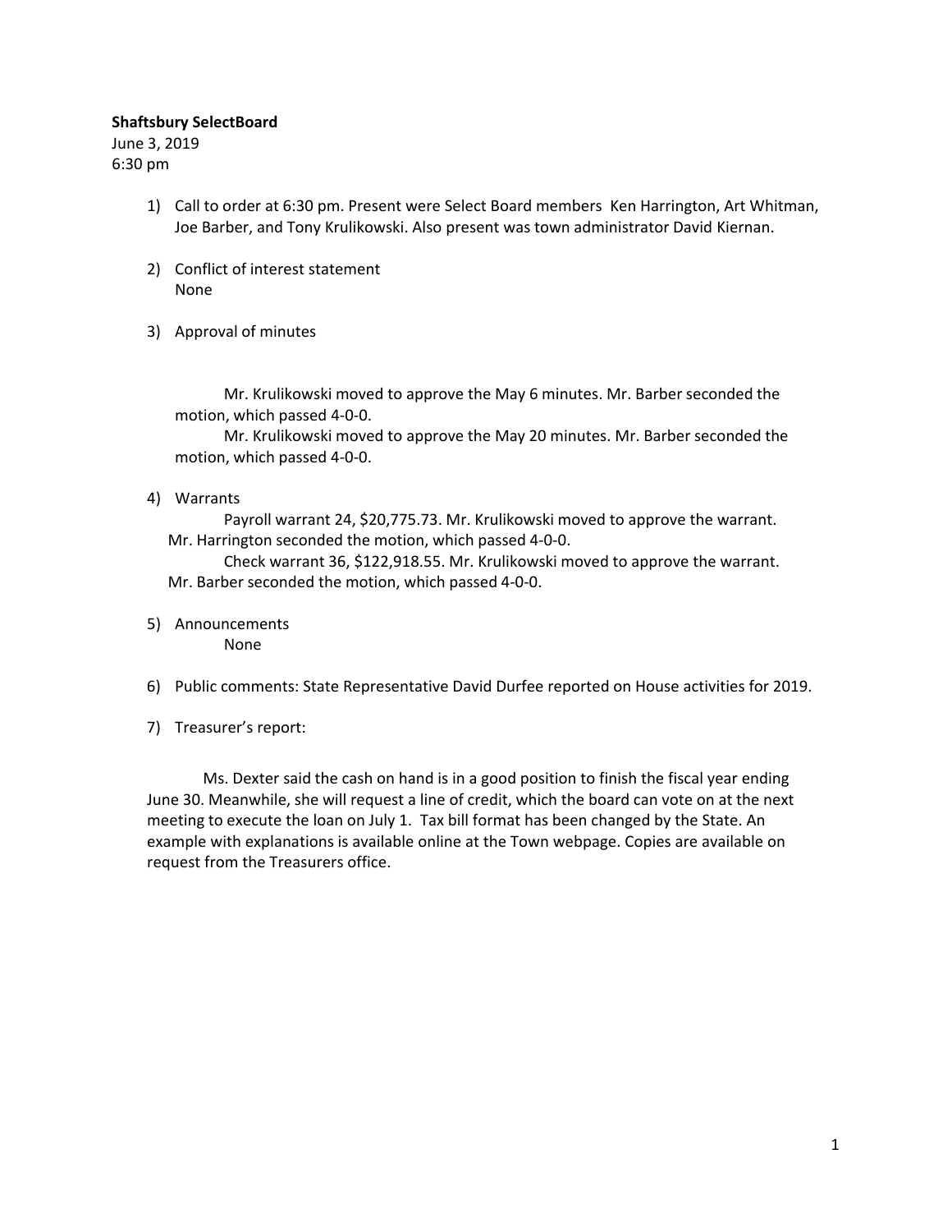**Shaftsbury SelectBoard**
June 3, 2019
6:30 pm

1) Call to order at 6:30 pm. Present were Select Board members Ken Harrington, Art Whitman, Joe Barber, and Tony Krulikowski. Also present was town administrator David Kiernan.

2) Conflict of interest statement
   None

3) Approval of minutes

   Mr. Krulikowski moved to approve the May 6 minutes. Mr. Barber seconded the motion, which passed 4-0-0.

   Mr. Krulikowski moved to approve the May 20 minutes. Mr. Barber seconded the motion, which passed 4-0-0.

4) Warrants

   Payroll warrant 24, $20,775.73. Mr. Krulikowski moved to approve the warrant. Mr. Harrington seconded the motion, which passed 4-0-0.

   Check warrant 36, $122,918.55. Mr. Krulikowski moved to approve the warrant. Mr. Barber seconded the motion, which passed 4-0-0.

5) Announcements
   None

6) Public comments: State Representative David Durfee reported on House activities for 2019.

7) Treasurer's report:

Ms. Dexter said the cash on hand is in a good position to finish the fiscal year ending June 30. Meanwhile, she will request a line of credit, which the board can vote on at the next meeting to execute the loan on July 1. Tax bill format has been changed by the State. An example with explanations is available online at the Town webpage. Copies are available on request from the Treasurers office.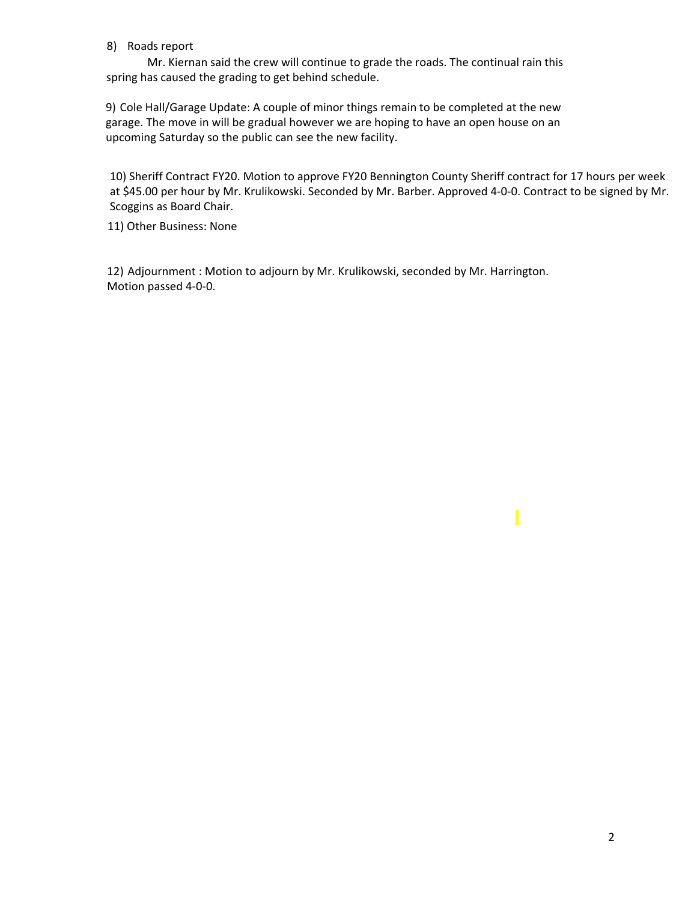8) Roads report

Mr. Kiernan said the crew will continue to grade the roads. The continual rain this spring has caused the grading to get behind schedule.

9) Cole Hall/Garage Update: A couple of minor things remain to be completed at the new garage. The move in will be gradual however we are hoping to have an open house on an upcoming Saturday so the public can see the new facility.

10) Sheriff Contract FY20. Motion to approve FY20 Bennington County Sheriff contract for 17 hours per week at $45.00 per hour by Mr. Krulikowski. Seconded by Mr. Barber. Approved 4-0-0. Contract to be signed by Mr. Scoggins as Board Chair.

11) Other Business: None

12) Adjournment : Motion to adjourn by Mr. Krulikowski, seconded by Mr. Harrington. Motion passed 4-0-0.